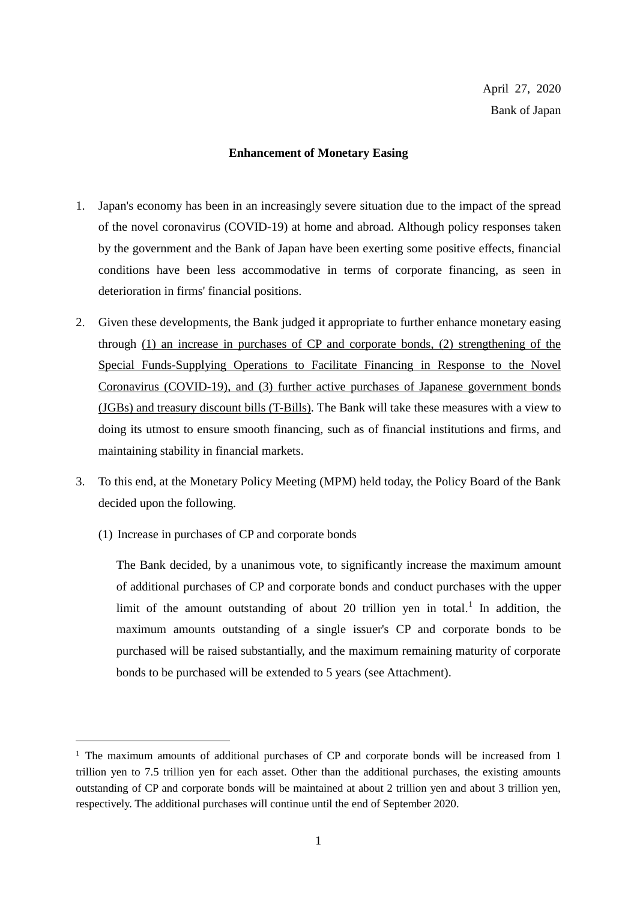April 27, 2020

Bank of Japan

**Enhancement of Monetary Easing**

1. Japan's economy has been in an increasingly severe situation due to the impact of the spread of the novel coronavirus (COVID-19) at home and abroad. Although policy responses taken by the government and the Bank of Japan have been exerting some positive effects, financial conditions have been less accommodative in terms of corporate financing, as seen in deterioration in firms' financial positions.

2. Given these developments, the Bank judged it appropriate to further enhance monetary easing through <u>(1) an increase in purchases of CP and corporate bonds, (2) strengthening of the Special Funds-Supplying Operations to Facilitate Financing in Response to the Novel Coronavirus (COVID-19), and (3) further active purchases of Japanese government bonds (JGBs) and treasury discount bills (T-Bills)</u>. The Bank will take these measures with a view to doing its utmost to ensure smooth financing, such as of financial institutions and firms, and maintaining stability in financial markets.

3. To this end, at the Monetary Policy Meeting (MPM) held today, the Policy Board of the Bank decided upon the following.

   (1) Increase in purchases of CP and corporate bonds

   The Bank decided, by a unanimous vote, to significantly increase the maximum amount of additional purchases of CP and corporate bonds and conduct purchases with the upper limit of the amount outstanding of about 20 trillion yen in total.[1] In addition, the maximum amounts outstanding of a single issuer's CP and corporate bonds to be purchased will be raised substantially, and the maximum remaining maturity of corporate bonds to be purchased will be extended to 5 years (see Attachment).

---

[1] The maximum amounts of additional purchases of CP and corporate bonds will be increased from 1 trillion yen to 7.5 trillion yen for each asset. Other than the additional purchases, the existing amounts outstanding of CP and corporate bonds will be maintained at about 2 trillion yen and about 3 trillion yen, respectively. The additional purchases will continue until the end of September 2020.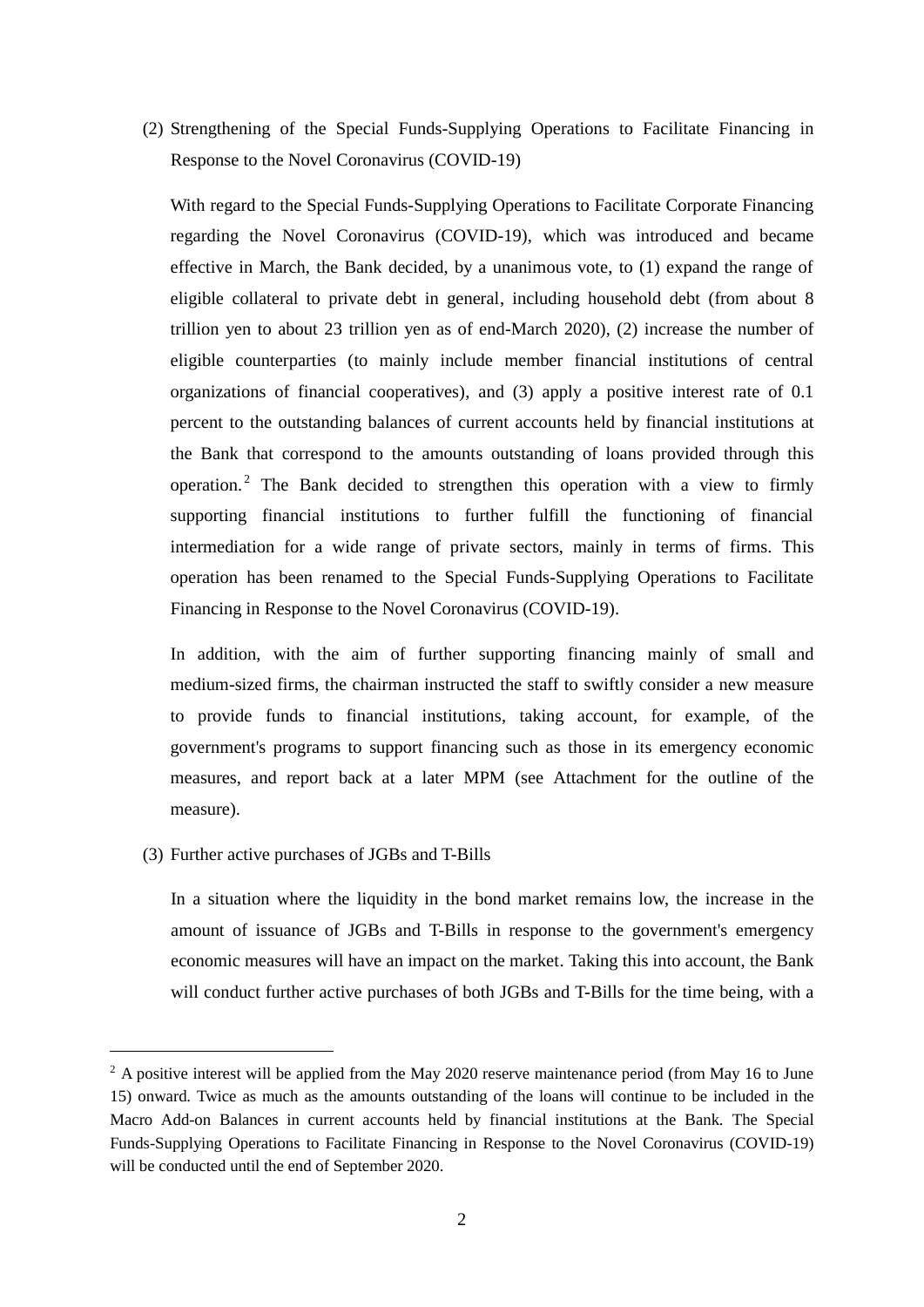(2) Strengthening of the Special Funds-Supplying Operations to Facilitate Financing in Response to the Novel Coronavirus (COVID-19)

With regard to the Special Funds-Supplying Operations to Facilitate Corporate Financing regarding the Novel Coronavirus (COVID-19), which was introduced and became effective in March, the Bank decided, by a unanimous vote, to (1) expand the range of eligible collateral to private debt in general, including household debt (from about 8 trillion yen to about 23 trillion yen as of end-March 2020), (2) increase the number of eligible counterparties (to mainly include member financial institutions of central organizations of financial cooperatives), and (3) apply a positive interest rate of 0.1 percent to the outstanding balances of current accounts held by financial institutions at the Bank that correspond to the amounts outstanding of loans provided through this operation.[2] The Bank decided to strengthen this operation with a view to firmly supporting financial institutions to further fulfill the functioning of financial intermediation for a wide range of private sectors, mainly in terms of firms. This operation has been renamed to the Special Funds-Supplying Operations to Facilitate Financing in Response to the Novel Coronavirus (COVID-19).

In addition, with the aim of further supporting financing mainly of small and medium-sized firms, the chairman instructed the staff to swiftly consider a new measure to provide funds to financial institutions, taking account, for example, of the government's programs to support financing such as those in its emergency economic measures, and report back at a later MPM (see Attachment for the outline of the measure).

(3) Further active purchases of JGBs and T-Bills

In a situation where the liquidity in the bond market remains low, the increase in the amount of issuance of JGBs and T-Bills in response to the government's emergency economic measures will have an impact on the market. Taking this into account, the Bank will conduct further active purchases of both JGBs and T-Bills for the time being, with a

---

[2] A positive interest will be applied from the May 2020 reserve maintenance period (from May 16 to June 15) onward. Twice as much as the amounts outstanding of the loans will continue to be included in the Macro Add-on Balances in current accounts held by financial institutions at the Bank. The Special Funds-Supplying Operations to Facilitate Financing in Response to the Novel Coronavirus (COVID-19) will be conducted until the end of September 2020.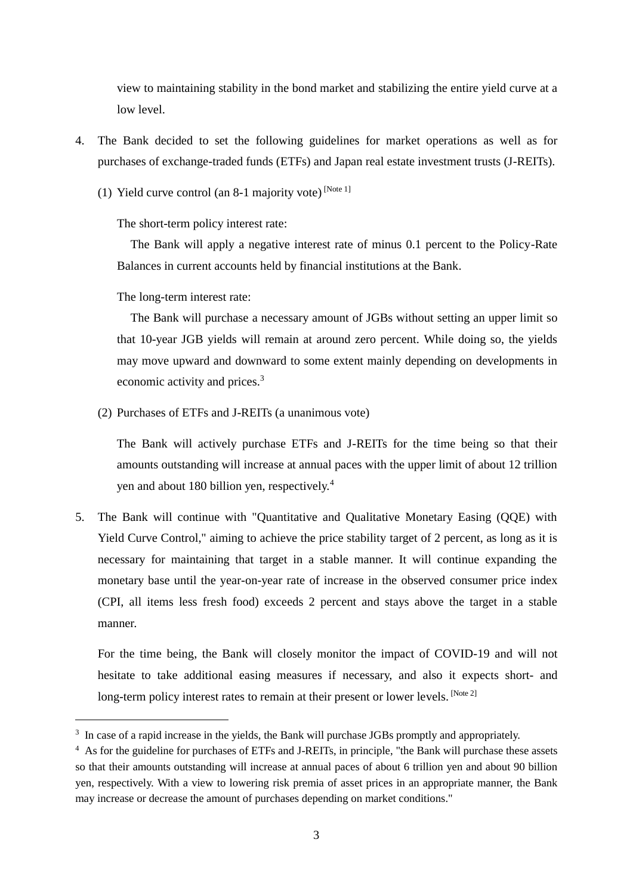view to maintaining stability in the bond market and stabilizing the entire yield curve at a low level.

4. The Bank decided to set the following guidelines for market operations as well as for purchases of exchange-traded funds (ETFs) and Japan real estate investment trusts (J-REITs).

   (1) Yield curve control (an 8-1 majority vote) [Note 1]

   The short-term policy interest rate:

   The Bank will apply a negative interest rate of minus 0.1 percent to the Policy-Rate Balances in current accounts held by financial institutions at the Bank.

   The long-term interest rate:

   The Bank will purchase a necessary amount of JGBs without setting an upper limit so that 10-year JGB yields will remain at around zero percent. While doing so, the yields may move upward and downward to some extent mainly depending on developments in economic activity and prices.[3]

   (2) Purchases of ETFs and J-REITs (a unanimous vote)

   The Bank will actively purchase ETFs and J-REITs for the time being so that their amounts outstanding will increase at annual paces with the upper limit of about 12 trillion yen and about 180 billion yen, respectively.[4]

5. The Bank will continue with "Quantitative and Qualitative Monetary Easing (QQE) with Yield Curve Control," aiming to achieve the price stability target of 2 percent, as long as it is necessary for maintaining that target in a stable manner. It will continue expanding the monetary base until the year-on-year rate of increase in the observed consumer price index (CPI, all items less fresh food) exceeds 2 percent and stays above the target in a stable manner.

   For the time being, the Bank will closely monitor the impact of COVID-19 and will not hesitate to take additional easing measures if necessary, and also it expects short- and long-term policy interest rates to remain at their present or lower levels. [Note 2]

---

[3] In case of a rapid increase in the yields, the Bank will purchase JGBs promptly and appropriately.

[4] As for the guideline for purchases of ETFs and J-REITs, in principle, "the Bank will purchase these assets so that their amounts outstanding will increase at annual paces of about 6 trillion yen and about 90 billion yen, respectively. With a view to lowering risk premia of asset prices in an appropriate manner, the Bank may increase or decrease the amount of purchases depending on market conditions."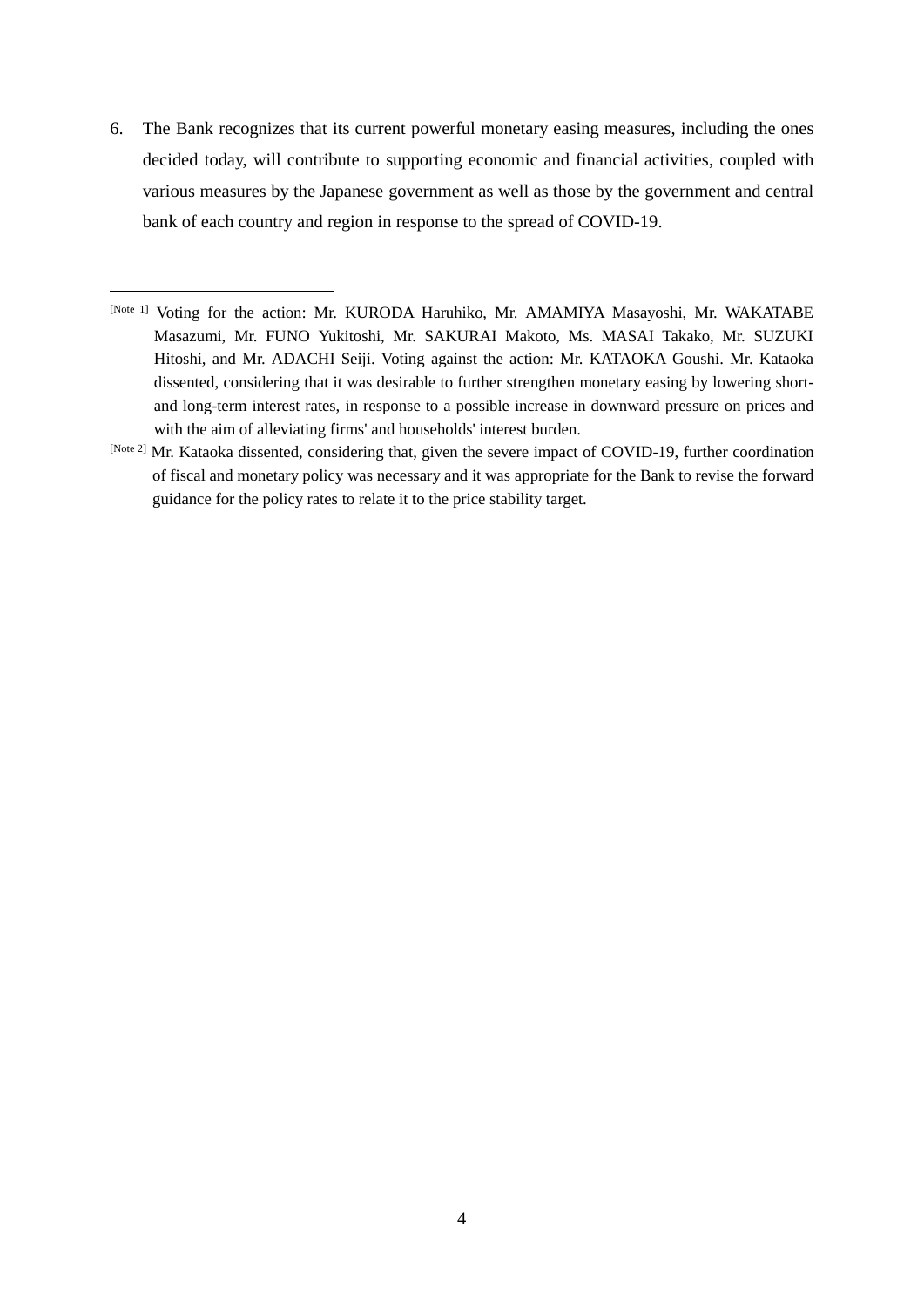6. The Bank recognizes that its current powerful monetary easing measures, including the ones decided today, will contribute to supporting economic and financial activities, coupled with various measures by the Japanese government as well as those by the government and central bank of each country and region in response to the spread of COVID-19.

---

[Note 1] Voting for the action: Mr. KURODA Haruhiko, Mr. AMAMIYA Masayoshi, Mr. WAKATABE Masazumi, Mr. FUNO Yukitoshi, Mr. SAKURAI Makoto, Ms. MASAI Takako, Mr. SUZUKI Hitoshi, and Mr. ADACHI Seiji. Voting against the action: Mr. KATAOKA Goushi. Mr. Kataoka dissented, considering that it was desirable to further strengthen monetary easing by lowering short- and long-term interest rates, in response to a possible increase in downward pressure on prices and with the aim of alleviating firms' and households' interest burden.

[Note 2] Mr. Kataoka dissented, considering that, given the severe impact of COVID-19, further coordination of fiscal and monetary policy was necessary and it was appropriate for the Bank to revise the forward guidance for the policy rates to relate it to the price stability target.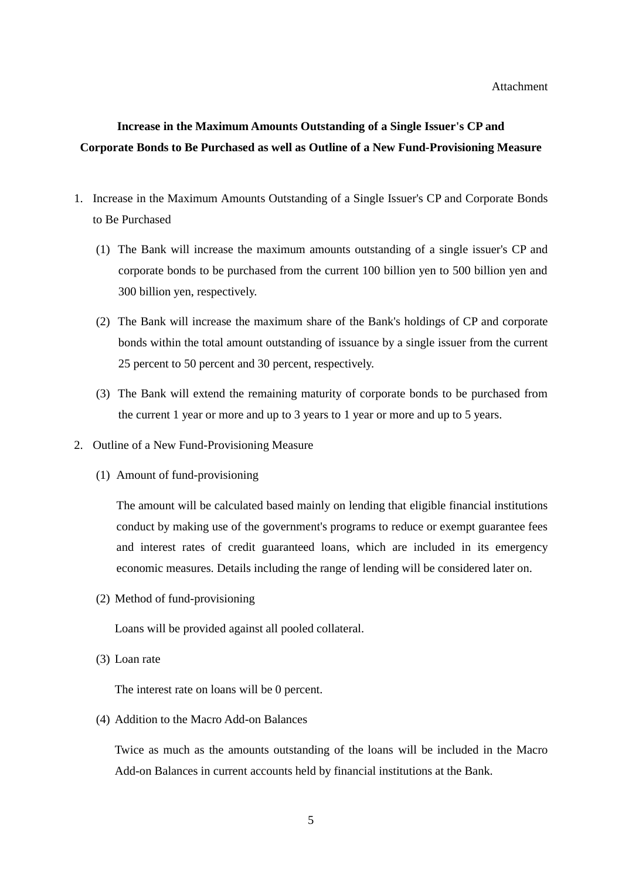Attachment

## Increase in the Maximum Amounts Outstanding of a Single Issuer's CP and Corporate Bonds to Be Purchased as well as Outline of a New Fund-Provisioning Measure

1. Increase in the Maximum Amounts Outstanding of a Single Issuer's CP and Corporate Bonds to Be Purchased

   (1) The Bank will increase the maximum amounts outstanding of a single issuer's CP and corporate bonds to be purchased from the current 100 billion yen to 500 billion yen and 300 billion yen, respectively.

   (2) The Bank will increase the maximum share of the Bank's holdings of CP and corporate bonds within the total amount outstanding of issuance by a single issuer from the current 25 percent to 50 percent and 30 percent, respectively.

   (3) The Bank will extend the remaining maturity of corporate bonds to be purchased from the current 1 year or more and up to 3 years to 1 year or more and up to 5 years.

2. Outline of a New Fund-Provisioning Measure

   (1) Amount of fund-provisioning

   The amount will be calculated based mainly on lending that eligible financial institutions conduct by making use of the government's programs to reduce or exempt guarantee fees and interest rates of credit guaranteed loans, which are included in its emergency economic measures. Details including the range of lending will be considered later on.

   (2) Method of fund-provisioning

   Loans will be provided against all pooled collateral.

   (3) Loan rate

   The interest rate on loans will be 0 percent.

   (4) Addition to the Macro Add-on Balances

   Twice as much as the amounts outstanding of the loans will be included in the Macro Add-on Balances in current accounts held by financial institutions at the Bank.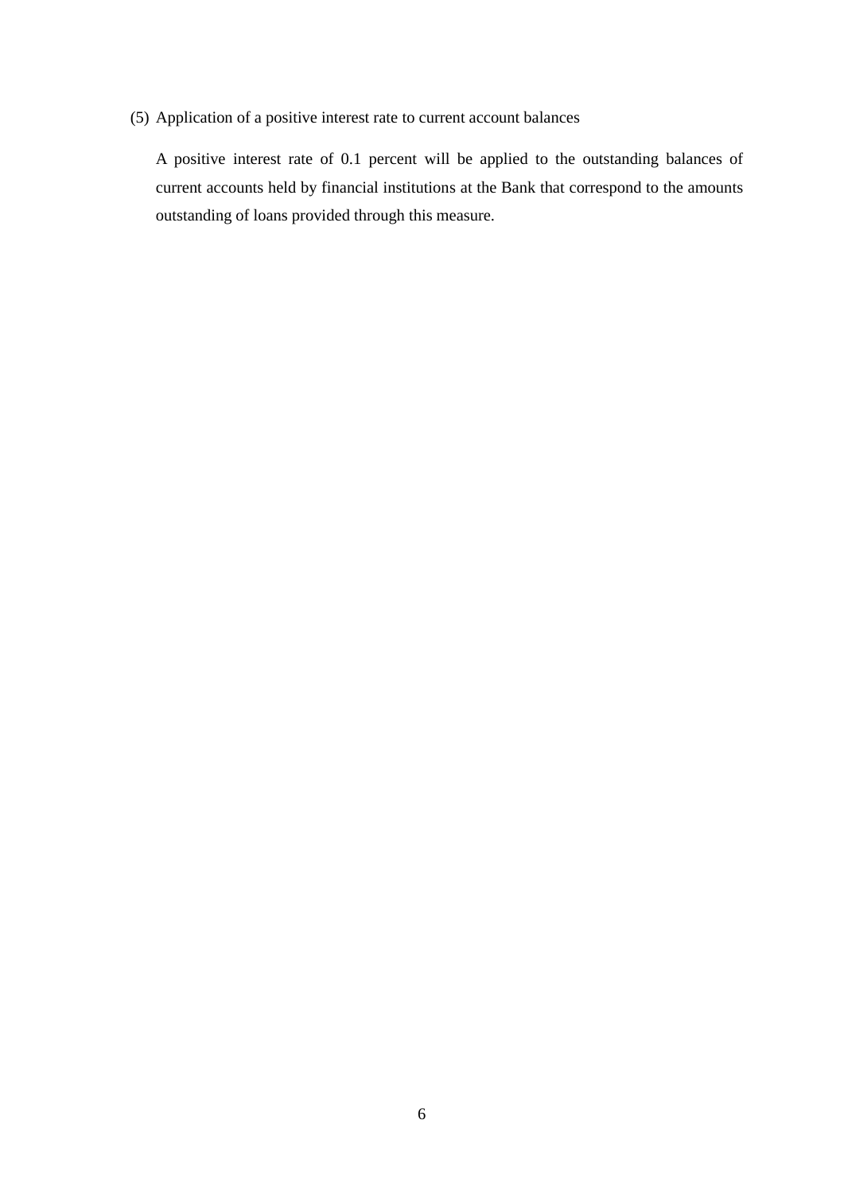(5) Application of a positive interest rate to current account balances

A positive interest rate of 0.1 percent will be applied to the outstanding balances of current accounts held by financial institutions at the Bank that correspond to the amounts outstanding of loans provided through this measure.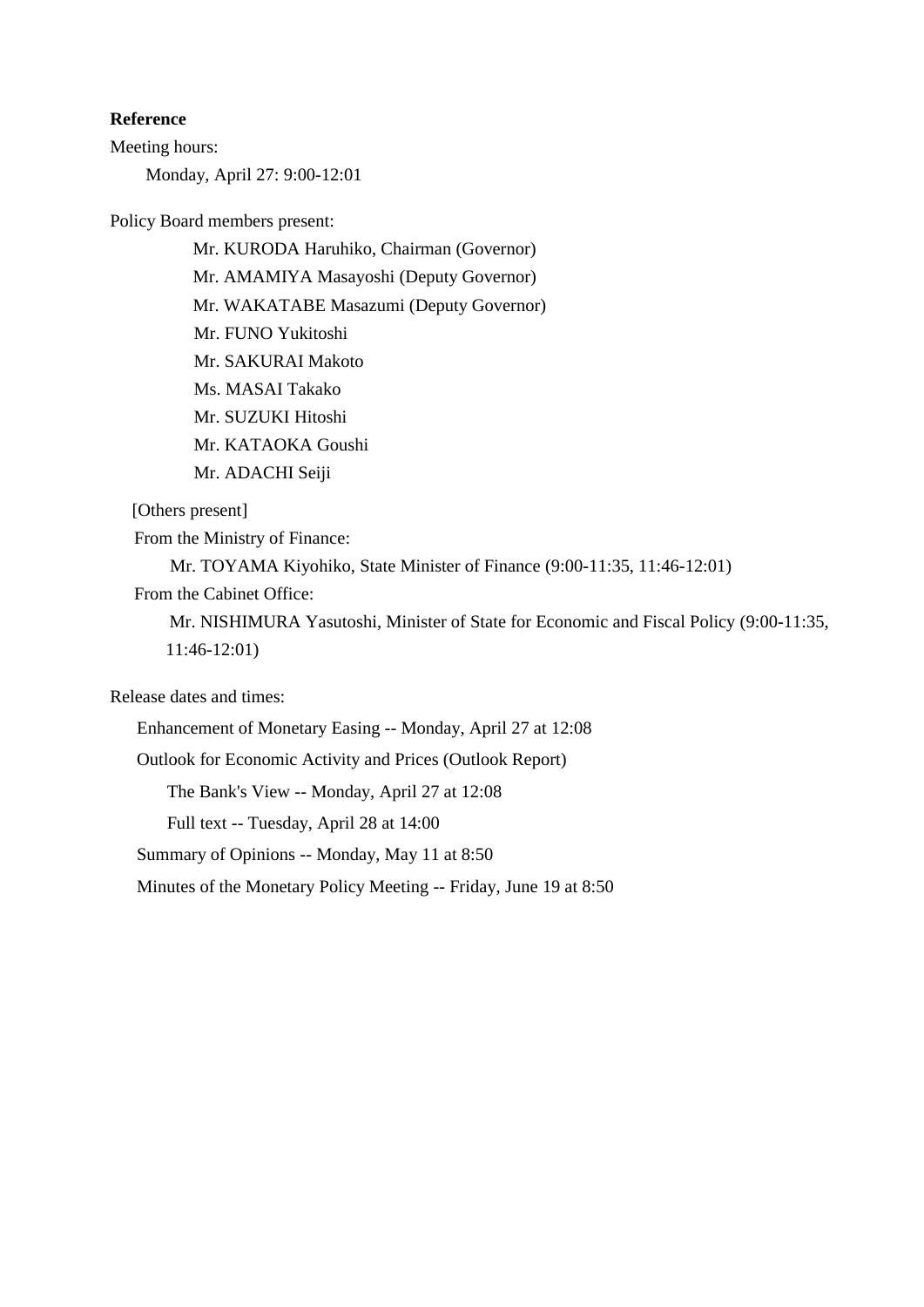**Reference**

Meeting hours:

Monday, April 27: 9:00-12:01

Policy Board members present:

Mr. KURODA Haruhiko, Chairman (Governor)
Mr. AMAMIYA Masayoshi (Deputy Governor)
Mr. WAKATABE Masazumi (Deputy Governor)
Mr. FUNO Yukitoshi
Mr. SAKURAI Makoto
Ms. MASAI Takako
Mr. SUZUKI Hitoshi
Mr. KATAOKA Goushi
Mr. ADACHI Seiji

[Others present]

From the Ministry of Finance:

Mr. TOYAMA Kiyohiko, State Minister of Finance (9:00-11:35, 11:46-12:01)

From the Cabinet Office:

Mr. NISHIMURA Yasutoshi, Minister of State for Economic and Fiscal Policy (9:00-11:35, 11:46-12:01)

Release dates and times:

Enhancement of Monetary Easing -- Monday, April 27 at 12:08

Outlook for Economic Activity and Prices (Outlook Report)

The Bank's View -- Monday, April 27 at 12:08

Full text -- Tuesday, April 28 at 14:00

Summary of Opinions -- Monday, May 11 at 8:50

Minutes of the Monetary Policy Meeting -- Friday, June 19 at 8:50